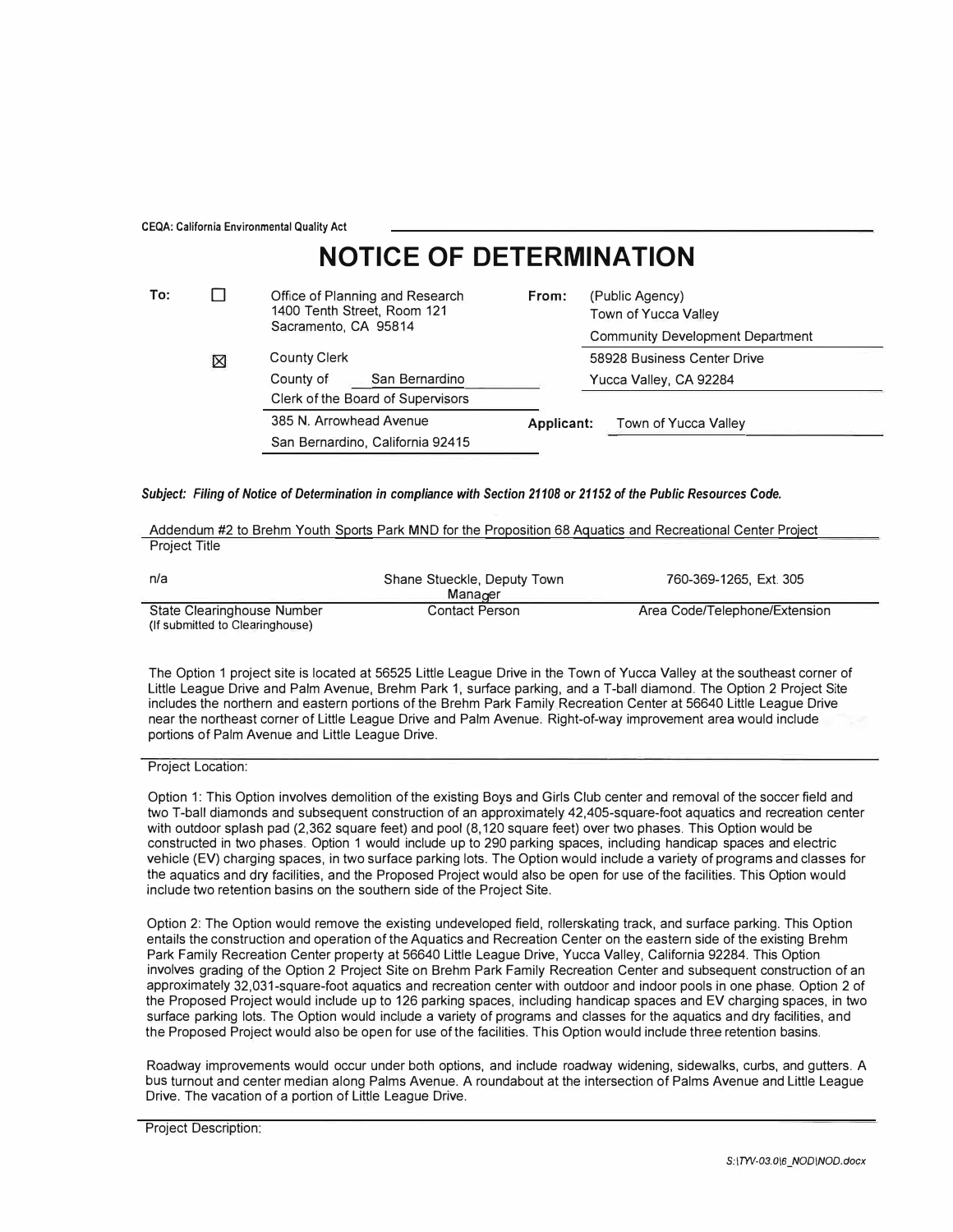CEQA: California Environmental Quality Act

# NOTICE OF DETERMINATION

| To: | | | From: | |
|---|---|---|---|---|
| | ☐ | Office of Planning and Research<br>1400 Tenth Street, Room 121<br>Sacramento, CA 95814 | | (Public Agency)<br>Town of Yucca Valley<br>Community Development Department |
| | ☒ | County Clerk<br>County of San Bernardino<br>Clerk of the Board of Supervisors<br>385 N. Arrowhead Avenue<br>San Bernardino, California 92415 | | 58928 Business Center Drive<br>Yucca Valley, CA 92284 |
| | | | Applicant: | Town of Yucca Valley |

***Subject: Filing of Notice of Determination in compliance with Section 21108 or 21152 of the Public Resources Code.***

Addendum #2 to Brehm Youth Sports Park MND for the Proposition 68 Aquatics and Recreational Center Project

Project Title

| n/a | Shane Stueckle, Deputy Town Manager | 760-369-1265, Ext. 305 |
|---|---|---|
| State Clearinghouse Number<br>(If submitted to Clearinghouse) | Contact Person | Area Code/Telephone/Extension |

The Option 1 project site is located at 56525 Little League Drive in the Town of Yucca Valley at the southeast corner of Little League Drive and Palm Avenue, Brehm Park 1, surface parking, and a T-ball diamond. The Option 2 Project Site includes the northern and eastern portions of the Brehm Park Family Recreation Center at 56640 Little League Drive near the northeast corner of Little League Drive and Palm Avenue. Right-of-way improvement area would include portions of Palm Avenue and Little League Drive.

Project Location:

Option 1: This Option involves demolition of the existing Boys and Girls Club center and removal of the soccer field and two T-ball diamonds and subsequent construction of an approximately 42,405-square-foot aquatics and recreation center with outdoor splash pad (2,362 square feet) and pool (8,120 square feet) over two phases. This Option would be constructed in two phases. Option 1 would include up to 290 parking spaces, including handicap spaces and electric vehicle (EV) charging spaces, in two surface parking lots. The Option would include a variety of programs and classes for the aquatics and dry facilities, and the Proposed Project would also be open for use of the facilities. This Option would include two retention basins on the southern side of the Project Site.

Option 2: The Option would remove the existing undeveloped field, rollerskating track, and surface parking. This Option entails the construction and operation of the Aquatics and Recreation Center on the eastern side of the existing Brehm Park Family Recreation Center property at 56640 Little League Drive, Yucca Valley, California 92284. This Option involves grading of the Option 2 Project Site on Brehm Park Family Recreation Center and subsequent construction of an approximately 32,031-square-foot aquatics and recreation center with outdoor and indoor pools in one phase. Option 2 of the Proposed Project would include up to 126 parking spaces, including handicap spaces and EV charging spaces, in two surface parking lots. The Option would include a variety of programs and classes for the aquatics and dry facilities, and the Proposed Project would also be open for use of the facilities. This Option would include three retention basins.

Roadway improvements would occur under both options, and include roadway widening, sidewalks, curbs, and gutters. A bus turnout and center median along Palms Avenue. A roundabout at the intersection of Palms Avenue and Little League Drive. The vacation of a portion of Little League Drive.

Project Description:

S:\TYV-03.0\6_NOD\NOD.docx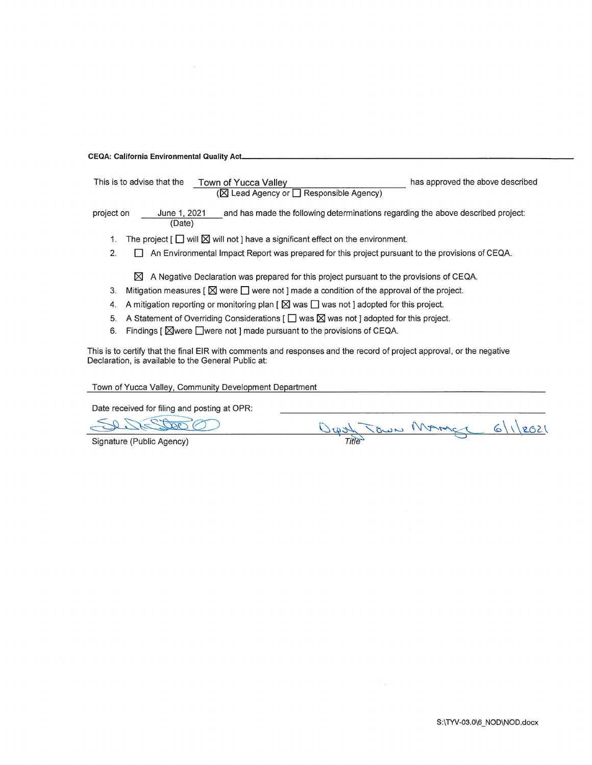**CEQA: California Environmental Quality Act**

This is to advise that the Town of Yucca Valley has approved the above described
(☒ Lead Agency or ☐ Responsible Agency)

project on June 1, 2021 and has made the following determinations regarding the above described project:
(Date)

1. The project [ ☐ will ☒ will not ] have a significant effect on the environment.
2. ☐ An Environmental Impact Report was prepared for this project pursuant to the provisions of CEQA.

   ☒ A Negative Declaration was prepared for this project pursuant to the provisions of CEQA.
3. Mitigation measures [ ☒ were ☐ were not ] made a condition of the approval of the project.
4. A mitigation reporting or monitoring plan [ ☒ was ☐ was not ] adopted for this project.
5. A Statement of Overriding Considerations [ ☐ was ☒ was not ] adopted for this project.
6. Findings [ ☒were ☐were not ] made pursuant to the provisions of CEQA.

This is to certify that the final EIR with comments and responses and the record of project approval, or the negative Declaration, is available to the General Public at:

Town of Yucca Valley, Community Development Department

Date received for filing and posting at OPR: ______________________

[Signature] ______________________ Deputy Town Manager 6/1/2021

Signature (Public Agency) Title

S:\TYV-03.0\6_NOD\NOD.docx